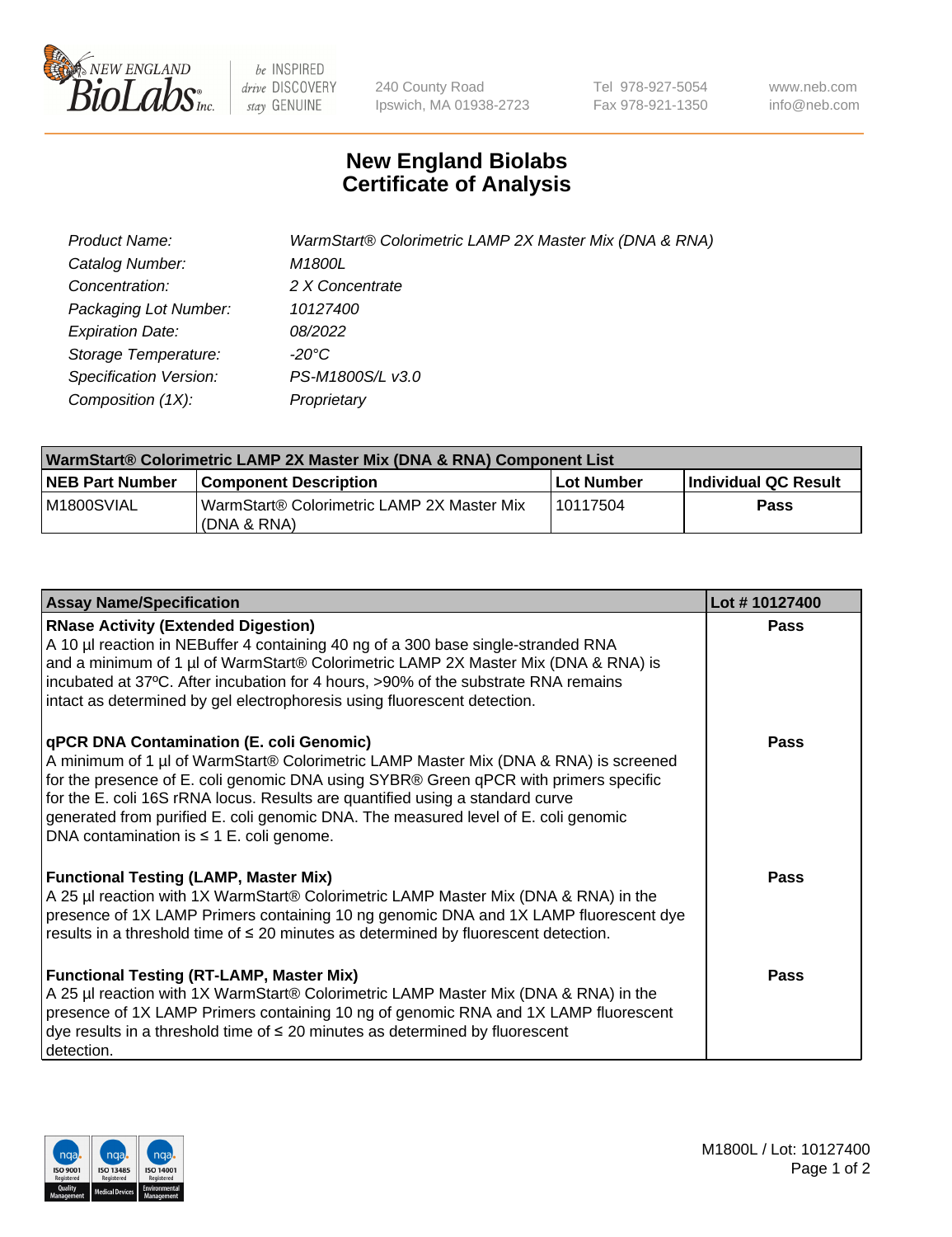240 County Road
Ipswich, MA 01938-2723

Tel 978-927-5054
Fax 978-921-1350

www.neb.com
info@neb.com

# New England Biolabs
# Certificate of Analysis

| | |
|---|---|
| *Product Name:* | *WarmStart® Colorimetric LAMP 2X Master Mix (DNA & RNA)* |
| *Catalog Number:* | *M1800L* |
| *Concentration:* | *2 X Concentrate* |
| *Packaging Lot Number:* | *10127400* |
| *Expiration Date:* | *08/2022* |
| *Storage Temperature:* | *-20°C* |
| *Specification Version:* | *PS-M1800S/L v3.0* |
| *Composition (1X):* | *Proprietary* |

| WarmStart® Colorimetric LAMP 2X Master Mix (DNA & RNA) Component List | | | |
|---|---|---|---|
| **NEB Part Number** | **Component Description** | **Lot Number** | **Individual QC Result** |
| M1800SVIAL | WarmStart® Colorimetric LAMP 2X Master Mix (DNA & RNA) | 10117504 | **Pass** |

| Assay Name/Specification | Lot # 10127400 |
|---|---|
| **RNase Activity (Extended Digestion)** A 10 µl reaction in NEBuffer 4 containing 40 ng of a 300 base single-stranded RNA and a minimum of 1 µl of WarmStart® Colorimetric LAMP 2X Master Mix (DNA & RNA) is incubated at 37ºC. After incubation for 4 hours, >90% of the substrate RNA remains intact as determined by gel electrophoresis using fluorescent detection. | **Pass** |
| **qPCR DNA Contamination (E. coli Genomic)** A minimum of 1 µl of WarmStart® Colorimetric LAMP Master Mix (DNA & RNA) is screened for the presence of E. coli genomic DNA using SYBR® Green qPCR with primers specific for the E. coli 16S rRNA locus. Results are quantified using a standard curve generated from purified E. coli genomic DNA. The measured level of E. coli genomic DNA contamination is ≤ 1 E. coli genome. | **Pass** |
| **Functional Testing (LAMP, Master Mix)** A 25 µl reaction with 1X WarmStart® Colorimetric LAMP Master Mix (DNA & RNA) in the presence of 1X LAMP Primers containing 10 ng genomic DNA and 1X LAMP fluorescent dye results in a threshold time of ≤ 20 minutes as determined by fluorescent detection. | **Pass** |
| **Functional Testing (RT-LAMP, Master Mix)** A 25 µl reaction with 1X WarmStart® Colorimetric LAMP Master Mix (DNA & RNA) in the presence of 1X LAMP Primers containing 10 ng of genomic RNA and 1X LAMP fluorescent dye results in a threshold time of ≤ 20 minutes as determined by fluorescent detection. | **Pass** |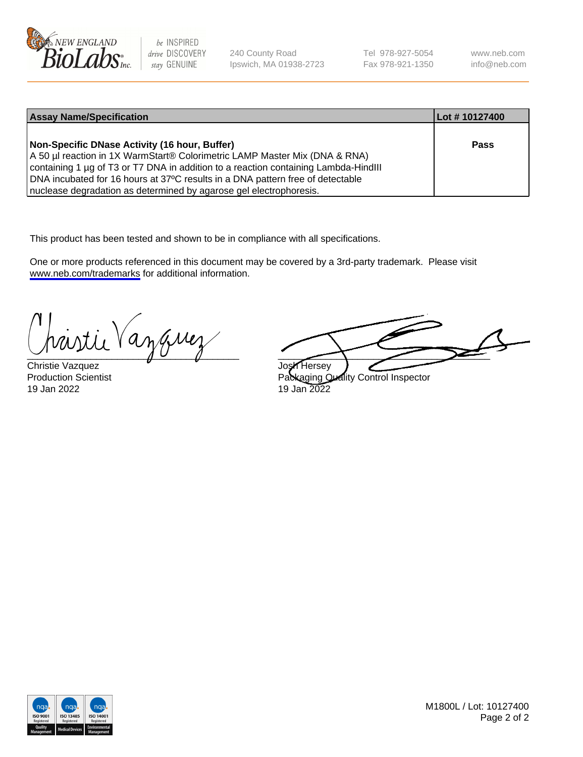| Assay Name/Specification | Lot # 10127400 |
|---|---|
| **Non-Specific DNase Activity (16 hour, Buffer)**<br>A 50 µl reaction in 1X WarmStart® Colorimetric LAMP Master Mix (DNA & RNA) containing 1 µg of T3 or T7 DNA in addition to a reaction containing Lambda-HindIII DNA incubated for 16 hours at 37ºC results in a DNA pattern free of detectable nuclease degradation as determined by agarose gel electrophoresis. | **Pass** |

This product has been tested and shown to be in compliance with all specifications.

One or more products referenced in this document may be covered by a 3rd-party trademark. Please visit www.neb.com/trademarks for additional information.

Christie Vazquez
Production Scientist
19 Jan 2022

Josh Hersey
Packaging Quality Control Inspector
19 Jan 2022

M1800L / Lot: 10127400